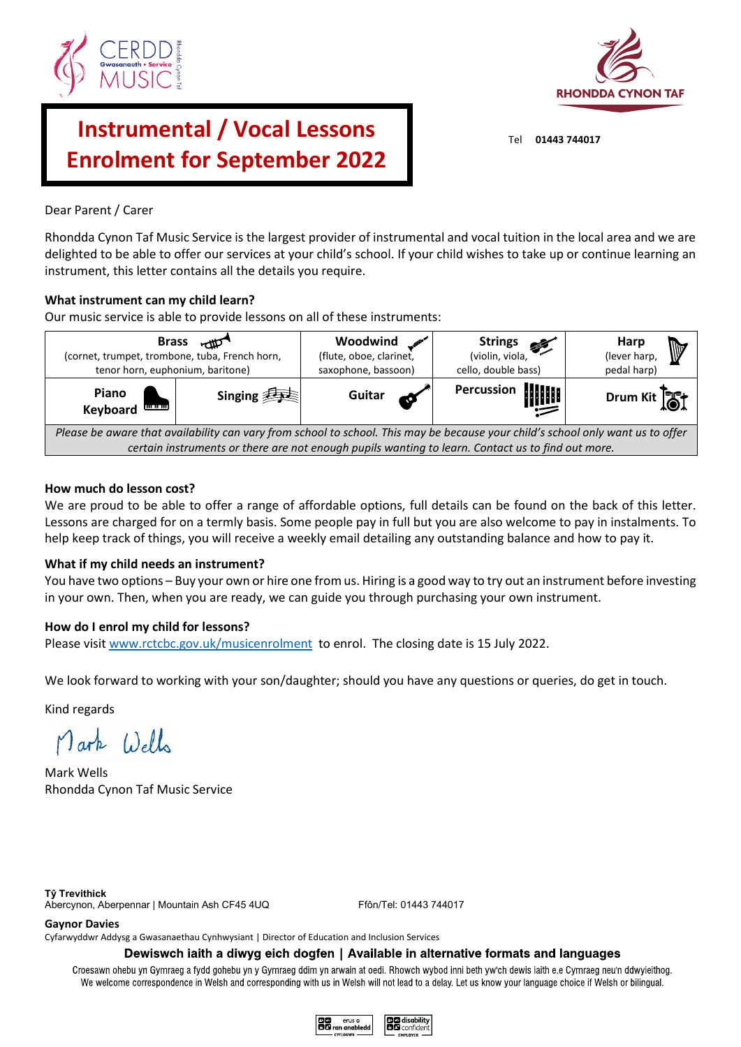CERDD MUSIC Gwasanaeth • Service Rhondda Cynon Taf

RHONDDA CYNON TAF

# Instrumental / Vocal Lessons Enrolment for September 2022

Tel **01443 744017**

Dear Parent / Carer

Rhondda Cynon Taf Music Service is the largest provider of instrumental and vocal tuition in the local area and we are delighted to be able to offer our services at your child's school. If your child wishes to take up or continue learning an instrument, this letter contains all the details you require.

**What instrument can my child learn?**
Our music service is able to provide lessons on all of these instruments:

| **Brass** (cornet, trumpet, trombone, tuba, French horn, tenor horn, euphonium, baritone) | | **Woodwind** (flute, oboe, clarinet, saxophone, bassoon) | **Strings** (violin, viola, cello, double bass) | **Harp** (lever harp, pedal harp) |
|---|---|---|---|---|
| **Piano Keyboard** | **Singing** | **Guitar** | **Percussion** | **Drum Kit** |
| *Please be aware that availability can vary from school to school. This may be because your child's school only want us to offer certain instruments or there are not enough pupils wanting to learn. Contact us to find out more.* | | | | |

**How much do lesson cost?**
We are proud to be able to offer a range of affordable options, full details can be found on the back of this letter. Lessons are charged for on a termly basis. Some people pay in full but you are also welcome to pay in instalments. To help keep track of things, you will receive a weekly email detailing any outstanding balance and how to pay it.

**What if my child needs an instrument?**
You have two options – Buy your own or hire one from us. Hiring is a good way to try out an instrument before investing in your own. Then, when you are ready, we can guide you through purchasing your own instrument.

**How do I enrol my child for lessons?**
Please visit www.rctcbc.gov.uk/musicenrolment to enrol. The closing date is 15 July 2022.

We look forward to working with your son/daughter; should you have any questions or queries, do get in touch.

Kind regards

Mark Wells

Mark Wells
Rhondda Cynon Taf Music Service

**Tŷ Trevithick**
Abercynon, Aberpennar | Mountain Ash CF45 4UQ

Ffôn/Tel: 01443 744017

**Gaynor Davies**
Cyfarwyddwr Addysg a Gwasanaethau Cynhwysiant | Director of Education and Inclusion Services

**Dewiswch iaith a diwyg eich dogfen | Available in alternative formats and languages**

Croesawn ohebu yn Gymraeg a fydd gohebu yn y Gymraeg ddim yn arwain at oedi. Rhowch wybod inni beth yw'ch dewis iaith e.e Cymraeg neu'n ddwyieithog.
We welcome correspondence in Welsh and corresponding with us in Welsh will not lead to a delay. Let us know your language choice if Welsh or bilingual.

erus o ran anabledd CYFLOGWR | disability confident EMPLOYER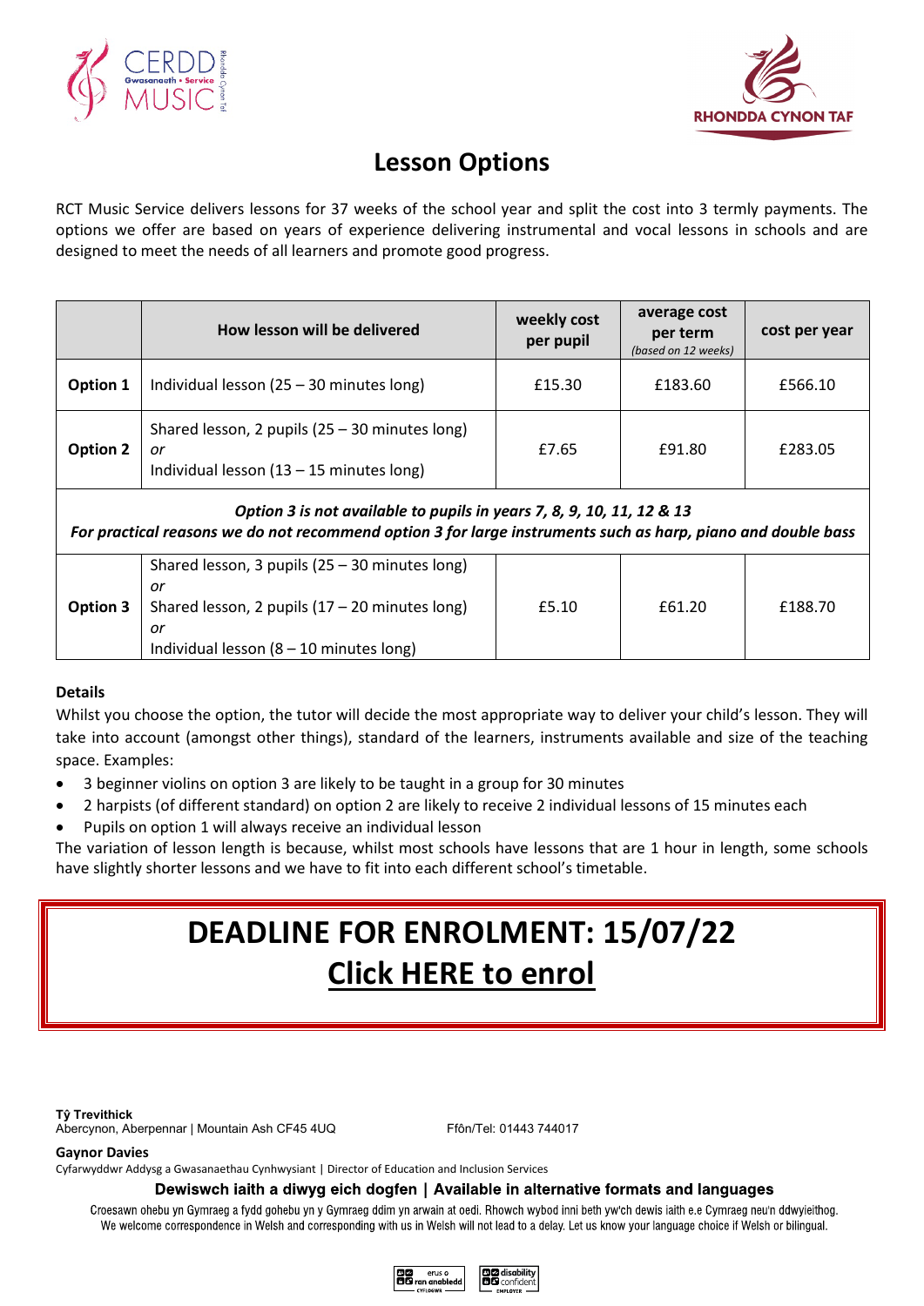# Lesson Options

RCT Music Service delivers lessons for 37 weeks of the school year and split the cost into 3 termly payments. The options we offer are based on years of experience delivering instrumental and vocal lessons in schools and are designed to meet the needs of all learners and promote good progress.

| | How lesson will be delivered | weekly cost per pupil | average cost per term *(based on 12 weeks)* | cost per year |
|---|---|---|---|---|
| **Option 1** | Individual lesson (25 – 30 minutes long) | £15.30 | £183.60 | £566.10 |
| **Option 2** | Shared lesson, 2 pupils (25 – 30 minutes long) *or* Individual lesson (13 – 15 minutes long) | £7.65 | £91.80 | £283.05 |
| ***Option 3 is not available to pupils in years 7, 8, 9, 10, 11, 12 & 13 For practical reasons we do not recommend option 3 for large instruments such as harp, piano and double bass*** | | | | |
| **Option 3** | Shared lesson, 3 pupils (25 – 30 minutes long) *or* Shared lesson, 2 pupils (17 – 20 minutes long) *or* Individual lesson (8 – 10 minutes long) | £5.10 | £61.20 | £188.70 |

**Details**

Whilst you choose the option, the tutor will decide the most appropriate way to deliver your child's lesson. They will take into account (amongst other things), standard of the learners, instruments available and size of the teaching space. Examples:

- 3 beginner violins on option 3 are likely to be taught in a group for 30 minutes
- 2 harpists (of different standard) on option 2 are likely to receive 2 individual lessons of 15 minutes each
- Pupils on option 1 will always receive an individual lesson

The variation of lesson length is because, whilst most schools have lessons that are 1 hour in length, some schools have slightly shorter lessons and we have to fit into each different school's timetable.

## DEADLINE FOR ENROLMENT: 15/07/22

## Click HERE to enrol

**Tŷ Trevithick**
Abercynon, Aberpennar | Mountain Ash CF45 4UQ

Ffôn/Tel: 01443 744017

**Gaynor Davies**
Cyfarwyddwr Addysg a Gwasanaethau Cynhwysiant | Director of Education and Inclusion Services

**Dewiswch iaith a diwyg eich dogfen | Available in alternative formats and languages**

Croesawn ohebu yn Gymraeg a fydd gohebu yn y Gymraeg ddim yn arwain at oedi. Rhowch wybod inni beth yw'ch dewis iaith e.e Cymraeg neu'n ddwyieithog.
We welcome correspondence in Welsh and corresponding with us in Welsh will not lead to a delay. Let us know your language choice if Welsh or bilingual.